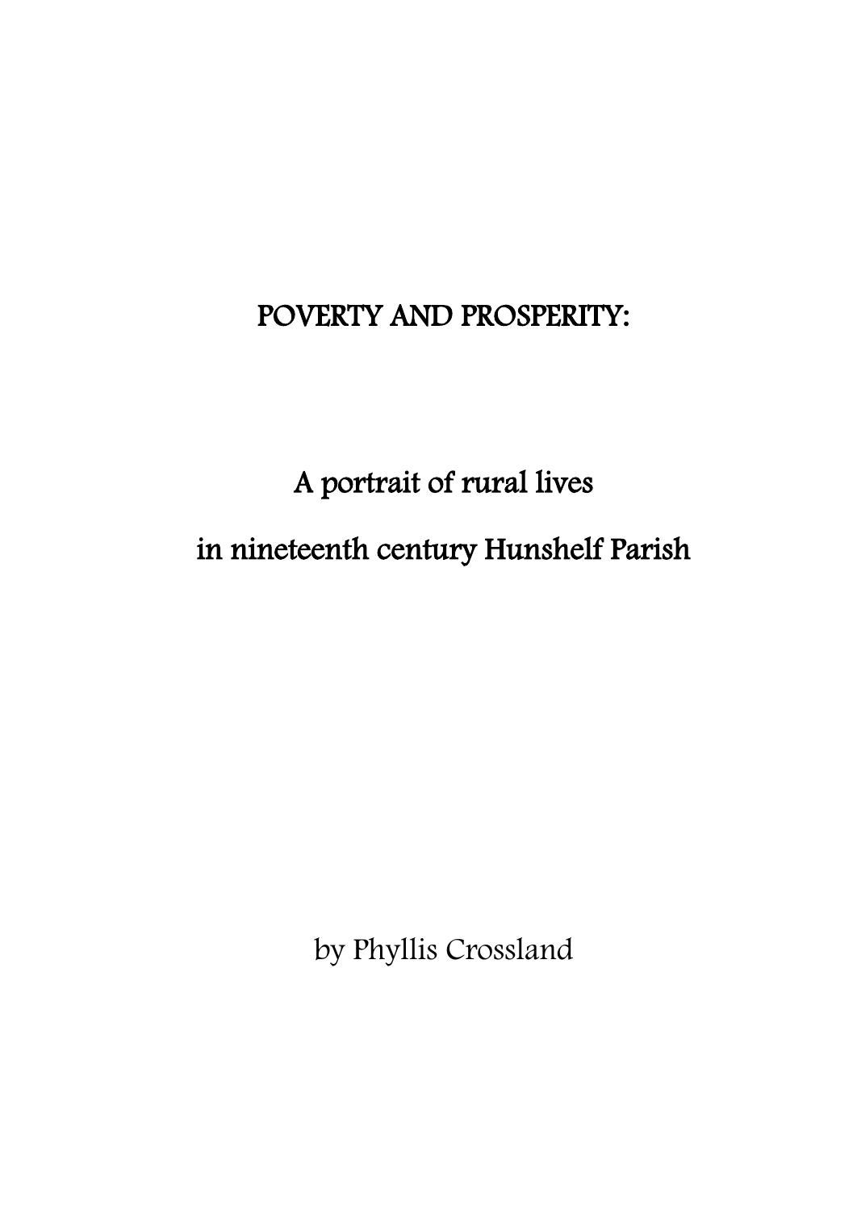# POVERTY AND PROSPERITY:

## A portrait of rural lives

## in nineteenth century Hunshelf Parish

by Phyllis Crossland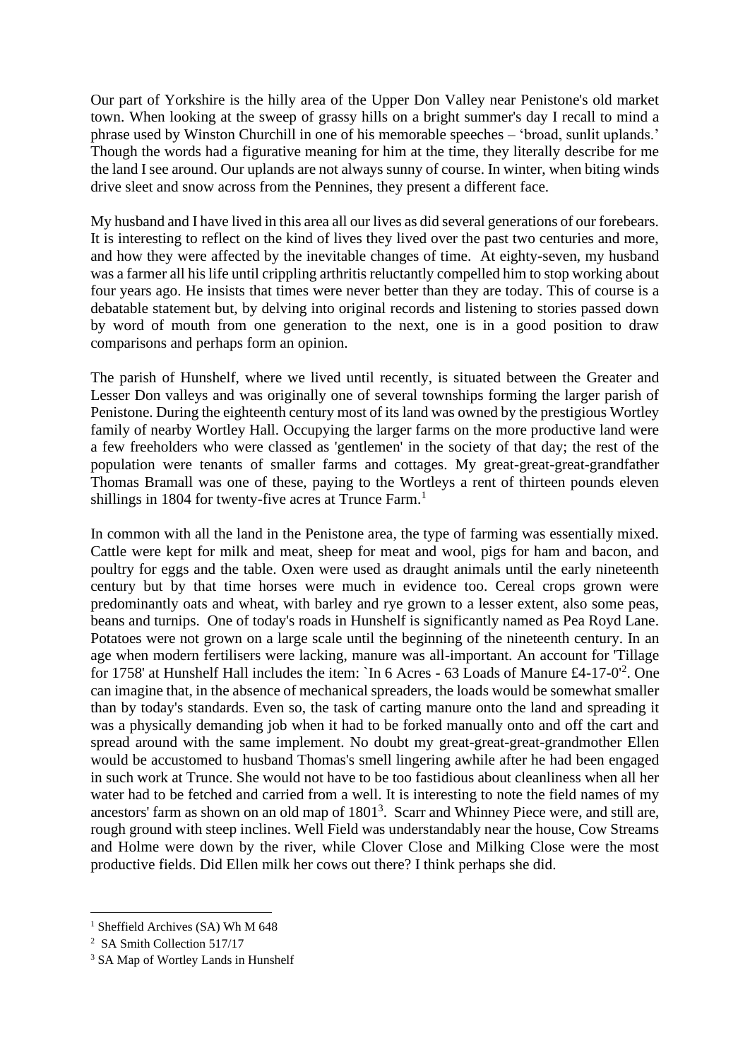Our part of Yorkshire is the hilly area of the Upper Don Valley near Penistone's old market town. When looking at the sweep of grassy hills on a bright summer's day I recall to mind a phrase used by Winston Churchill in one of his memorable speeches – 'broad, sunlit uplands.' Though the words had a figurative meaning for him at the time, they literally describe for me the land I see around. Our uplands are not always sunny of course. In winter, when biting winds drive sleet and snow across from the Pennines, they present a different face.

My husband and I have lived in this area all our lives as did several generations of our forebears. It is interesting to reflect on the kind of lives they lived over the past two centuries and more, and how they were affected by the inevitable changes of time. At eighty-seven, my husband was a farmer all his life until crippling arthritis reluctantly compelled him to stop working about four years ago. He insists that times were never better than they are today. This of course is a debatable statement but, by delving into original records and listening to stories passed down by word of mouth from one generation to the next, one is in a good position to draw comparisons and perhaps form an opinion.

The parish of Hunshelf, where we lived until recently, is situated between the Greater and Lesser Don valleys and was originally one of several townships forming the larger parish of Penistone. During the eighteenth century most of its land was owned by the prestigious Wortley family of nearby Wortley Hall. Occupying the larger farms on the more productive land were a few freeholders who were classed as 'gentlemen' in the society of that day; the rest of the population were tenants of smaller farms and cottages. My great-great-great-grandfather Thomas Bramall was one of these, paying to the Wortleys a rent of thirteen pounds eleven shillings in 1804 for twenty-five acres at Trunce Farm.[1]

In common with all the land in the Penistone area, the type of farming was essentially mixed. Cattle were kept for milk and meat, sheep for meat and wool, pigs for ham and bacon, and poultry for eggs and the table. Oxen were used as draught animals until the early nineteenth century but by that time horses were much in evidence too. Cereal crops grown were predominantly oats and wheat, with barley and rye grown to a lesser extent, also some peas, beans and turnips. One of today's roads in Hunshelf is significantly named as Pea Royd Lane. Potatoes were not grown on a large scale until the beginning of the nineteenth century. In an age when modern fertilisers were lacking, manure was all-important. An account for 'Tillage for 1758' at Hunshelf Hall includes the item: `In 6 Acres - 63 Loads of Manure £4-17-0'[2]. One can imagine that, in the absence of mechanical spreaders, the loads would be somewhat smaller than by today's standards. Even so, the task of carting manure onto the land and spreading it was a physically demanding job when it had to be forked manually onto and off the cart and spread around with the same implement. No doubt my great-great-great-grandmother Ellen would be accustomed to husband Thomas's smell lingering awhile after he had been engaged in such work at Trunce. She would not have to be too fastidious about cleanliness when all her water had to be fetched and carried from a well. It is interesting to note the field names of my ancestors' farm as shown on an old map of 1801[3]. Scarr and Whinney Piece were, and still are, rough ground with steep inclines. Well Field was understandably near the house, Cow Streams and Holme were down by the river, while Clover Close and Milking Close were the most productive fields. Did Ellen milk her cows out there? I think perhaps she did.

---

[1] Sheffield Archives (SA) Wh M 648

[2] SA Smith Collection 517/17

[3] SA Map of Wortley Lands in Hunshelf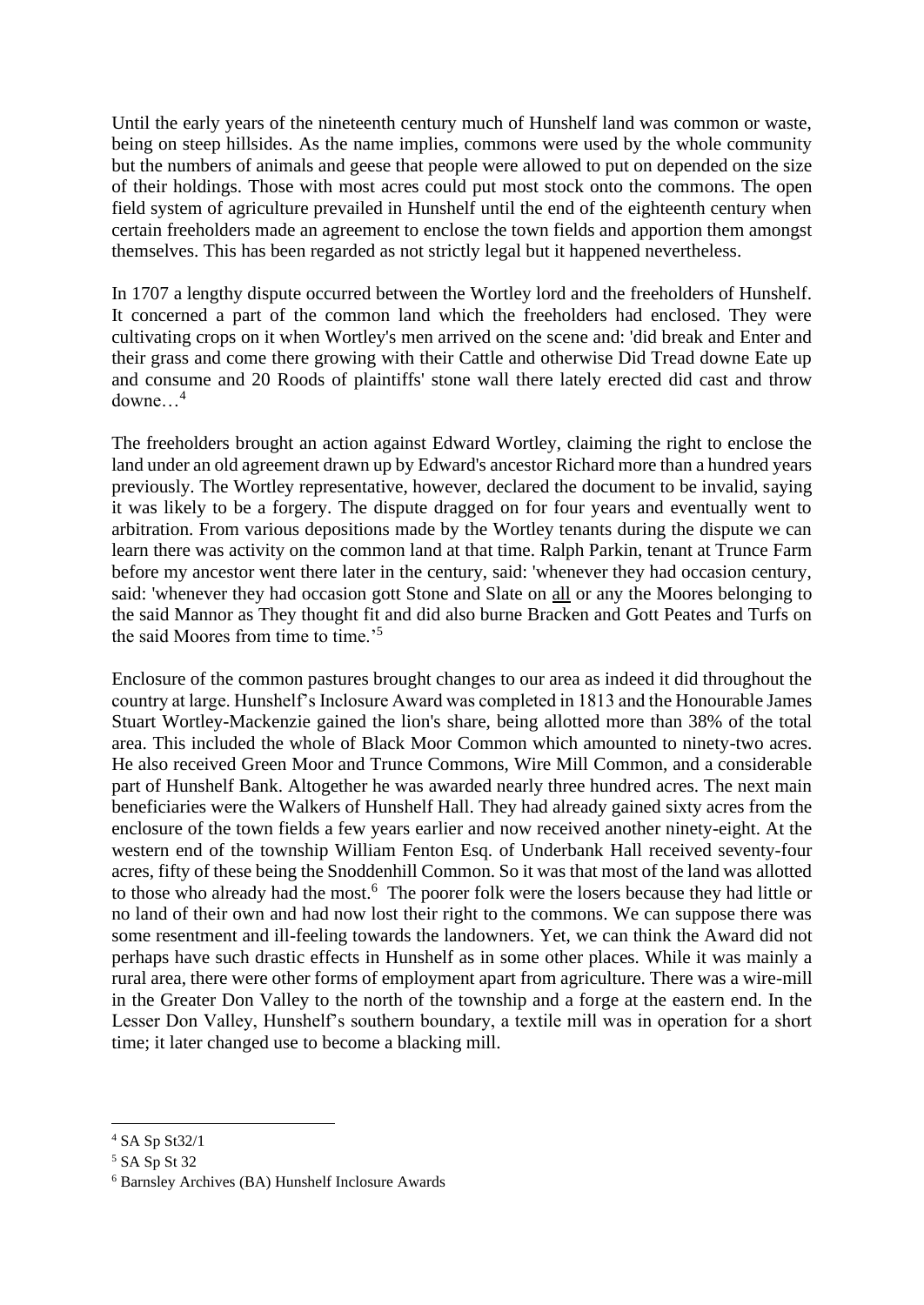Until the early years of the nineteenth century much of Hunshelf land was common or waste, being on steep hillsides. As the name implies, commons were used by the whole community but the numbers of animals and geese that people were allowed to put on depended on the size of their holdings. Those with most acres could put most stock onto the commons. The open field system of agriculture prevailed in Hunshelf until the end of the eighteenth century when certain freeholders made an agreement to enclose the town fields and apportion them amongst themselves. This has been regarded as not strictly legal but it happened nevertheless.

In 1707 a lengthy dispute occurred between the Wortley lord and the freeholders of Hunshelf. It concerned a part of the common land which the freeholders had enclosed. They were cultivating crops on it when Wortley's men arrived on the scene and: 'did break and Enter and their grass and come there growing with their Cattle and otherwise Did Tread downe Eate up and consume and 20 Roods of plaintiffs' stone wall there lately erected did cast and throw downe…[4]

The freeholders brought an action against Edward Wortley, claiming the right to enclose the land under an old agreement drawn up by Edward's ancestor Richard more than a hundred years previously. The Wortley representative, however, declared the document to be invalid, saying it was likely to be a forgery. The dispute dragged on for four years and eventually went to arbitration. From various depositions made by the Wortley tenants during the dispute we can learn there was activity on the common land at that time. Ralph Parkin, tenant at Trunce Farm before my ancestor went there later in the century, said: 'whenever they had occasion century, said: 'whenever they had occasion gott Stone and Slate on <u>all</u> or any the Moores belonging to the said Mannor as They thought fit and did also burne Bracken and Gott Peates and Turfs on the said Moores from time to time.'[5]

Enclosure of the common pastures brought changes to our area as indeed it did throughout the country at large. Hunshelf's Inclosure Award was completed in 1813 and the Honourable James Stuart Wortley-Mackenzie gained the lion's share, being allotted more than 38% of the total area. This included the whole of Black Moor Common which amounted to ninety-two acres. He also received Green Moor and Trunce Commons, Wire Mill Common, and a considerable part of Hunshelf Bank. Altogether he was awarded nearly three hundred acres. The next main beneficiaries were the Walkers of Hunshelf Hall. They had already gained sixty acres from the enclosure of the town fields a few years earlier and now received another ninety-eight. At the western end of the township William Fenton Esq. of Underbank Hall received seventy-four acres, fifty of these being the Snoddenhill Common. So it was that most of the land was allotted to those who already had the most.[6] The poorer folk were the losers because they had little or no land of their own and had now lost their right to the commons. We can suppose there was some resentment and ill-feeling towards the landowners. Yet, we can think the Award did not perhaps have such drastic effects in Hunshelf as in some other places. While it was mainly a rural area, there were other forms of employment apart from agriculture. There was a wire-mill in the Greater Don Valley to the north of the township and a forge at the eastern end. In the Lesser Don Valley, Hunshelf's southern boundary, a textile mill was in operation for a short time; it later changed use to become a blacking mill.

---

[4] SA Sp St32/1

[5] SA Sp St 32

[6] Barnsley Archives (BA) Hunshelf Inclosure Awards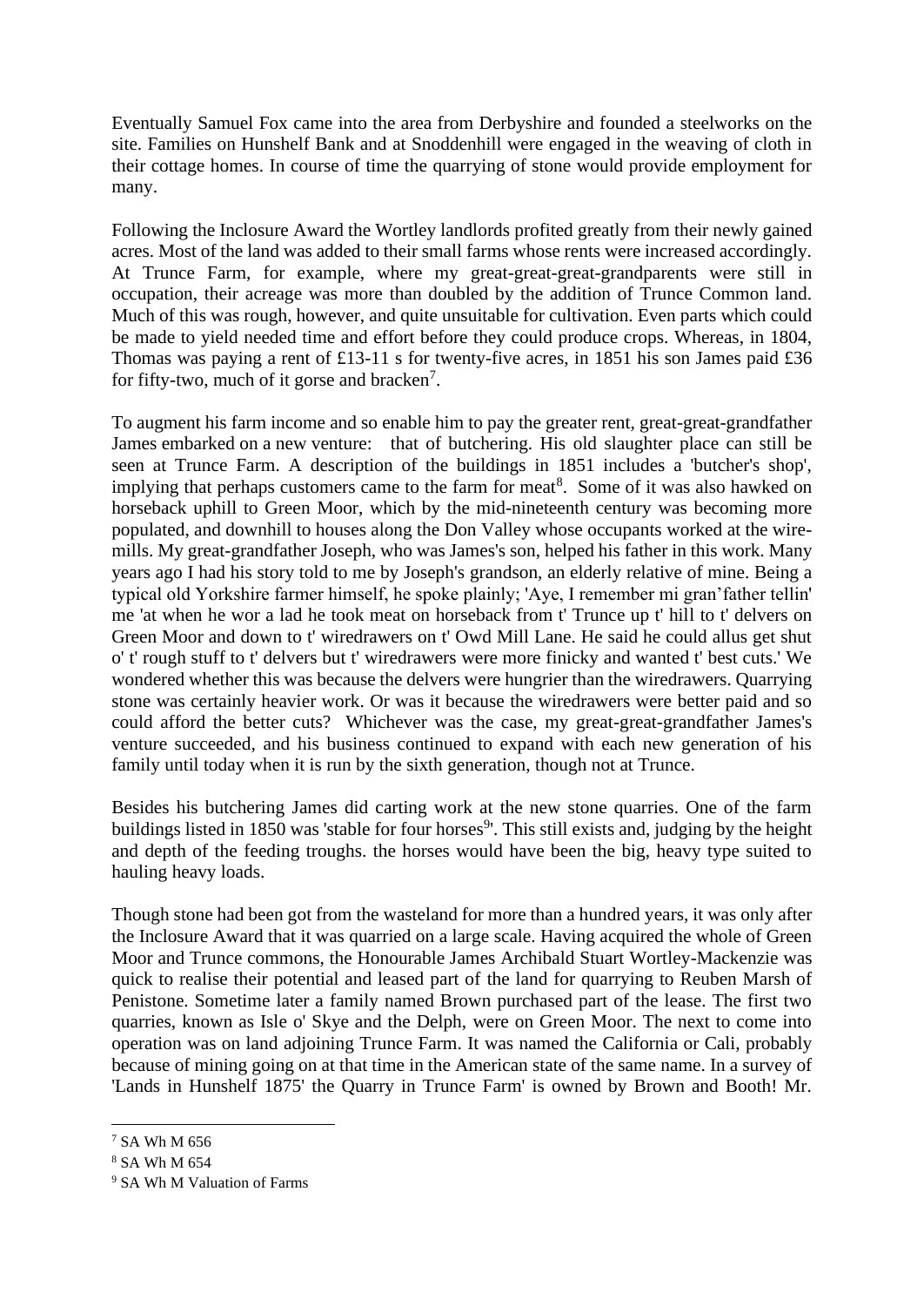Eventually Samuel Fox came into the area from Derbyshire and founded a steelworks on the site. Families on Hunshelf Bank and at Snoddenhill were engaged in the weaving of cloth in their cottage homes. In course of time the quarrying of stone would provide employment for many.

Following the Inclosure Award the Wortley landlords profited greatly from their newly gained acres. Most of the land was added to their small farms whose rents were increased accordingly. At Trunce Farm, for example, where my great-great-great-grandparents were still in occupation, their acreage was more than doubled by the addition of Trunce Common land. Much of this was rough, however, and quite unsuitable for cultivation. Even parts which could be made to yield needed time and effort before they could produce crops. Whereas, in 1804, Thomas was paying a rent of £13-11 s for twenty-five acres, in 1851 his son James paid £36 for fifty-two, much of it gorse and bracken[7].

To augment his farm income and so enable him to pay the greater rent, great-great-grandfather James embarked on a new venture: that of butchering. His old slaughter place can still be seen at Trunce Farm. A description of the buildings in 1851 includes a 'butcher's shop', implying that perhaps customers came to the farm for meat[8]. Some of it was also hawked on horseback uphill to Green Moor, which by the mid-nineteenth century was becoming more populated, and downhill to houses along the Don Valley whose occupants worked at the wire-mills. My great-grandfather Joseph, who was James's son, helped his father in this work. Many years ago I had his story told to me by Joseph's grandson, an elderly relative of mine. Being a typical old Yorkshire farmer himself, he spoke plainly; 'Aye, I remember mi gran'father tellin' me 'at when he wor a lad he took meat on horseback from t' Trunce up t' hill to t' delvers on Green Moor and down to t' wiredrawers on t' Owd Mill Lane. He said he could allus get shut o' t' rough stuff to t' delvers but t' wiredrawers were more finicky and wanted t' best cuts.' We wondered whether this was because the delvers were hungrier than the wiredrawers. Quarrying stone was certainly heavier work. Or was it because the wiredrawers were better paid and so could afford the better cuts? Whichever was the case, my great-great-grandfather James's venture succeeded, and his business continued to expand with each new generation of his family until today when it is run by the sixth generation, though not at Trunce.

Besides his butchering James did carting work at the new stone quarries. One of the farm buildings listed in 1850 was 'stable for four horses[9]'. This still exists and, judging by the height and depth of the feeding troughs. the horses would have been the big, heavy type suited to hauling heavy loads.

Though stone had been got from the wasteland for more than a hundred years, it was only after the Inclosure Award that it was quarried on a large scale. Having acquired the whole of Green Moor and Trunce commons, the Honourable James Archibald Stuart Wortley-Mackenzie was quick to realise their potential and leased part of the land for quarrying to Reuben Marsh of Penistone. Sometime later a family named Brown purchased part of the lease. The first two quarries, known as Isle o' Skye and the Delph, were on Green Moor. The next to come into operation was on land adjoining Trunce Farm. It was named the California or Cali, probably because of mining going on at that time in the American state of the same name. In a survey of 'Lands in Hunshelf 1875' the Quarry in Trunce Farm' is owned by Brown and Booth! Mr.

---

[7] SA Wh M 656

[8] SA Wh M 654

[9] SA Wh M Valuation of Farms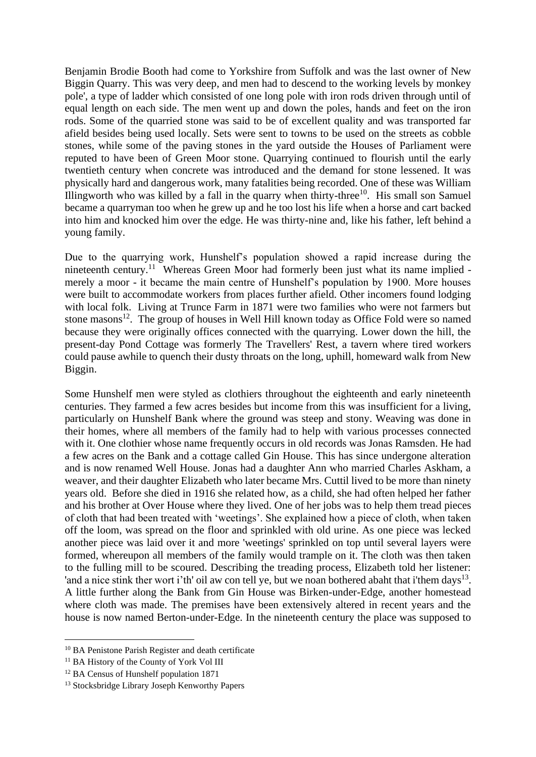Benjamin Brodie Booth had come to Yorkshire from Suffolk and was the last owner of New Biggin Quarry. This was very deep, and men had to descend to the working levels by monkey pole', a type of ladder which consisted of one long pole with iron rods driven through until of equal length on each side. The men went up and down the poles, hands and feet on the iron rods. Some of the quarried stone was said to be of excellent quality and was transported far afield besides being used locally. Sets were sent to towns to be used on the streets as cobble stones, while some of the paving stones in the yard outside the Houses of Parliament were reputed to have been of Green Moor stone. Quarrying continued to flourish until the early twentieth century when concrete was introduced and the demand for stone lessened. It was physically hard and dangerous work, many fatalities being recorded. One of these was William Illingworth who was killed by a fall in the quarry when thirty-three[10]. His small son Samuel became a quarryman too when he grew up and he too lost his life when a horse and cart backed into him and knocked him over the edge. He was thirty-nine and, like his father, left behind a young family.

Due to the quarrying work, Hunshelf's population showed a rapid increase during the nineteenth century.[11] Whereas Green Moor had formerly been just what its name implied - merely a moor - it became the main centre of Hunshelf's population by 1900. More houses were built to accommodate workers from places further afield. Other incomers found lodging with local folk. Living at Trunce Farm in 1871 were two families who were not farmers but stone masons[12]. The group of houses in Well Hill known today as Office Fold were so named because they were originally offices connected with the quarrying. Lower down the hill, the present-day Pond Cottage was formerly The Travellers' Rest, a tavern where tired workers could pause awhile to quench their dusty throats on the long, uphill, homeward walk from New Biggin.

Some Hunshelf men were styled as clothiers throughout the eighteenth and early nineteenth centuries. They farmed a few acres besides but income from this was insufficient for a living, particularly on Hunshelf Bank where the ground was steep and stony. Weaving was done in their homes, where all members of the family had to help with various processes connected with it. One clothier whose name frequently occurs in old records was Jonas Ramsden. He had a few acres on the Bank and a cottage called Gin House. This has since undergone alteration and is now renamed Well House. Jonas had a daughter Ann who married Charles Askham, a weaver, and their daughter Elizabeth who later became Mrs. Cuttil lived to be more than ninety years old. Before she died in 1916 she related how, as a child, she had often helped her father and his brother at Over House where they lived. One of her jobs was to help them tread pieces of cloth that had been treated with 'weetings'. She explained how a piece of cloth, when taken off the loom, was spread on the floor and sprinkled with old urine. As one piece was lecked another piece was laid over it and more 'weetings' sprinkled on top until several layers were formed, whereupon all members of the family would trample on it. The cloth was then taken to the fulling mill to be scoured. Describing the treading process, Elizabeth told her listener: 'and a nice stink ther wort i'th' oil aw con tell ye, but we noan bothered abaht that i'them days[13]. A little further along the Bank from Gin House was Birken-under-Edge, another homestead where cloth was made. The premises have been extensively altered in recent years and the house is now named Berton-under-Edge. In the nineteenth century the place was supposed to

---

[10] BA Penistone Parish Register and death certificate

[11] BA History of the County of York Vol III

[12] BA Census of Hunshelf population 1871

[13] Stocksbridge Library Joseph Kenworthy Papers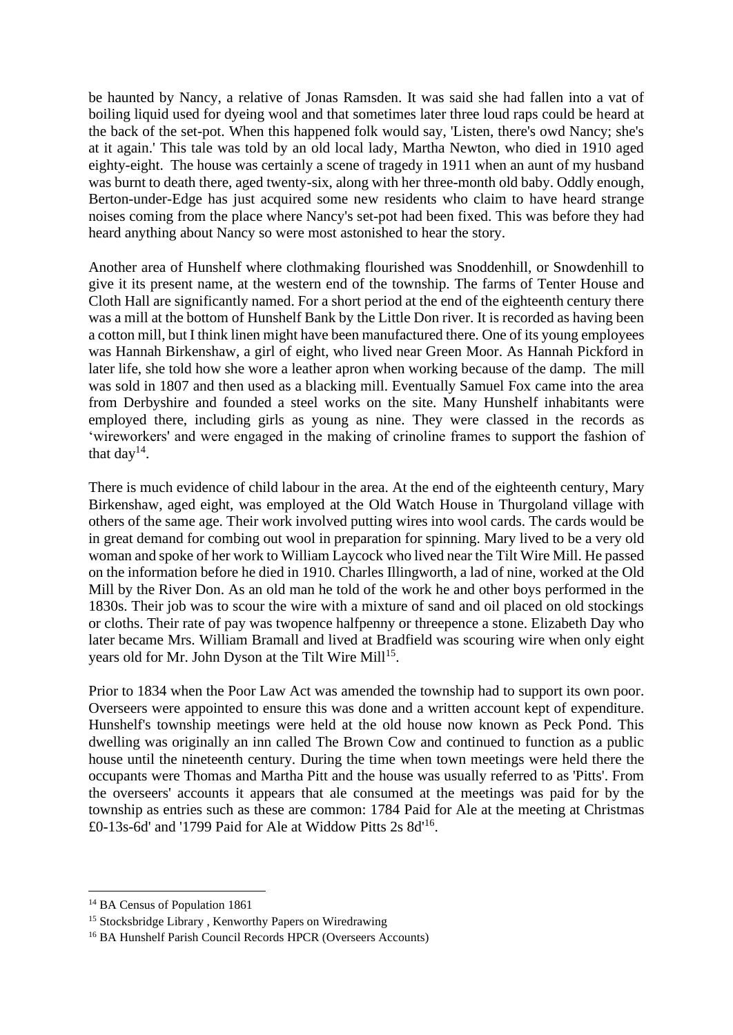be haunted by Nancy, a relative of Jonas Ramsden. It was said she had fallen into a vat of boiling liquid used for dyeing wool and that sometimes later three loud raps could be heard at the back of the set-pot. When this happened folk would say, 'Listen, there's owd Nancy; she's at it again.' This tale was told by an old local lady, Martha Newton, who died in 1910 aged eighty-eight. The house was certainly a scene of tragedy in 1911 when an aunt of my husband was burnt to death there, aged twenty-six, along with her three-month old baby. Oddly enough, Berton-under-Edge has just acquired some new residents who claim to have heard strange noises coming from the place where Nancy's set-pot had been fixed. This was before they had heard anything about Nancy so were most astonished to hear the story.

Another area of Hunshelf where clothmaking flourished was Snoddenhill, or Snowdenhill to give it its present name, at the western end of the township. The farms of Tenter House and Cloth Hall are significantly named. For a short period at the end of the eighteenth century there was a mill at the bottom of Hunshelf Bank by the Little Don river. It is recorded as having been a cotton mill, but I think linen might have been manufactured there. One of its young employees was Hannah Birkenshaw, a girl of eight, who lived near Green Moor. As Hannah Pickford in later life, she told how she wore a leather apron when working because of the damp. The mill was sold in 1807 and then used as a blacking mill. Eventually Samuel Fox came into the area from Derbyshire and founded a steel works on the site. Many Hunshelf inhabitants were employed there, including girls as young as nine. They were classed in the records as 'wireworkers' and were engaged in the making of crinoline frames to support the fashion of that day[14].

There is much evidence of child labour in the area. At the end of the eighteenth century, Mary Birkenshaw, aged eight, was employed at the Old Watch House in Thurgoland village with others of the same age. Their work involved putting wires into wool cards. The cards would be in great demand for combing out wool in preparation for spinning. Mary lived to be a very old woman and spoke of her work to William Laycock who lived near the Tilt Wire Mill. He passed on the information before he died in 1910. Charles Illingworth, a lad of nine, worked at the Old Mill by the River Don. As an old man he told of the work he and other boys performed in the 1830s. Their job was to scour the wire with a mixture of sand and oil placed on old stockings or cloths. Their rate of pay was twopence halfpenny or threepence a stone. Elizabeth Day who later became Mrs. William Bramall and lived at Bradfield was scouring wire when only eight years old for Mr. John Dyson at the Tilt Wire Mill[15].

Prior to 1834 when the Poor Law Act was amended the township had to support its own poor. Overseers were appointed to ensure this was done and a written account kept of expenditure. Hunshelf's township meetings were held at the old house now known as Peck Pond. This dwelling was originally an inn called The Brown Cow and continued to function as a public house until the nineteenth century. During the time when town meetings were held there the occupants were Thomas and Martha Pitt and the house was usually referred to as 'Pitts'. From the overseers' accounts it appears that ale consumed at the meetings was paid for by the township as entries such as these are common: 1784 Paid for Ale at the meeting at Christmas £0-13s-6d' and '1799 Paid for Ale at Widdow Pitts 2s 8d'[16].

---

[14] BA Census of Population 1861

[15] Stocksbridge Library , Kenworthy Papers on Wiredrawing

[16] BA Hunshelf Parish Council Records HPCR (Overseers Accounts)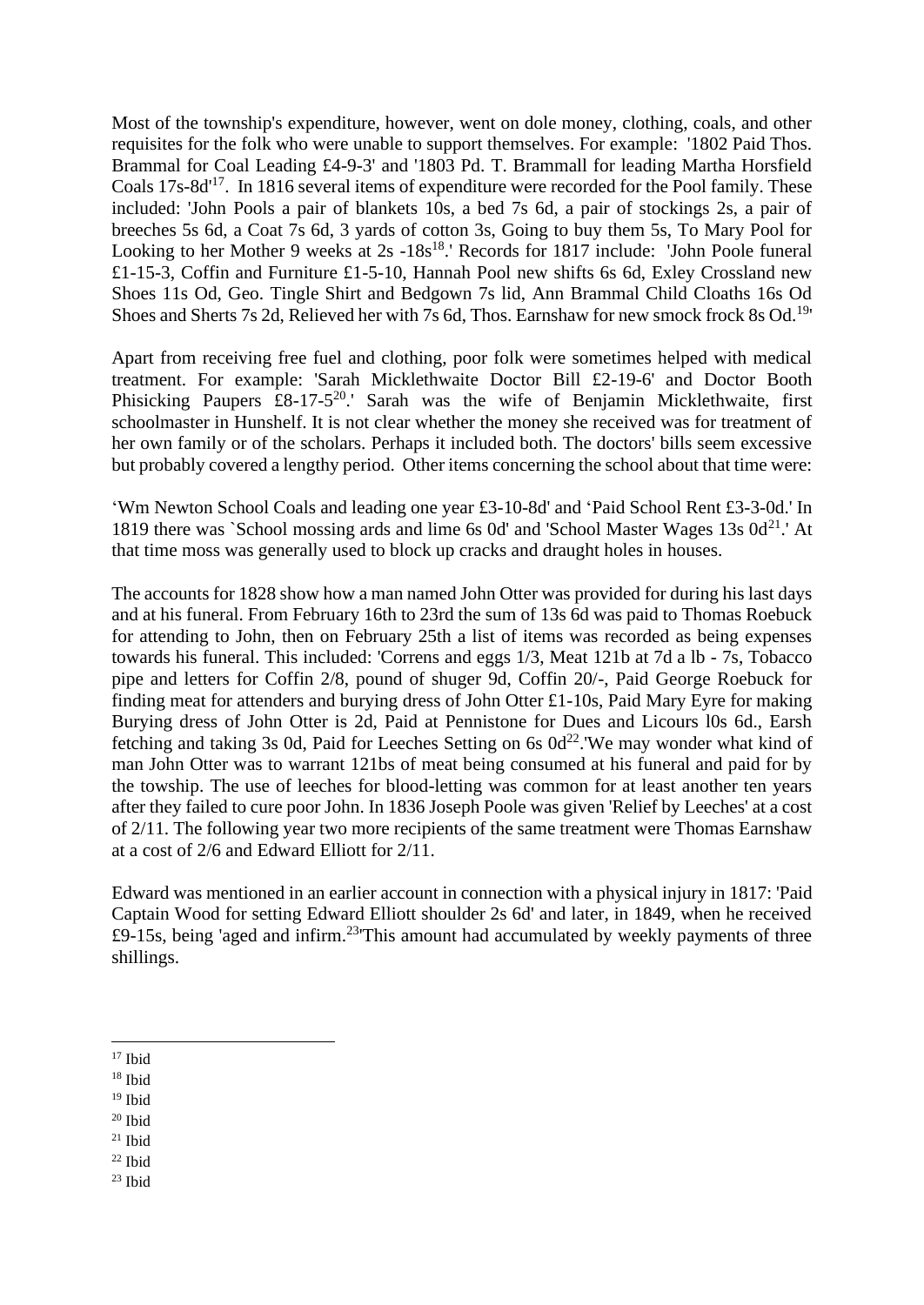Most of the township's expenditure, however, went on dole money, clothing, coals, and other requisites for the folk who were unable to support themselves. For example: '1802 Paid Thos. Brammal for Coal Leading £4-9-3' and '1803 Pd. T. Brammall for leading Martha Horsfield Coals 17s-8d'[17]. In 1816 several items of expenditure were recorded for the Pool family. These included: 'John Pools a pair of blankets 10s, a bed 7s 6d, a pair of stockings 2s, a pair of breeches 5s 6d, a Coat 7s 6d, 3 yards of cotton 3s, Going to buy them 5s, To Mary Pool for Looking to her Mother 9 weeks at 2s -18s[18].' Records for 1817 include: 'John Poole funeral £1-15-3, Coffin and Furniture £1-5-10, Hannah Pool new shifts 6s 6d, Exley Crossland new Shoes 11s Od, Geo. Tingle Shirt and Bedgown 7s lid, Ann Brammal Child Cloaths 16s Od Shoes and Sherts 7s 2d, Relieved her with 7s 6d, Thos. Earnshaw for new smock frock 8s Od.[19]'

Apart from receiving free fuel and clothing, poor folk were sometimes helped with medical treatment. For example: 'Sarah Micklethwaite Doctor Bill £2-19-6' and Doctor Booth Phisicking Paupers £8-17-5[20].' Sarah was the wife of Benjamin Micklethwaite, first schoolmaster in Hunshelf. It is not clear whether the money she received was for treatment of her own family or of the scholars. Perhaps it included both. The doctors' bills seem excessive but probably covered a lengthy period. Other items concerning the school about that time were:

'Wm Newton School Coals and leading one year £3-10-8d' and 'Paid School Rent £3-3-0d.' In 1819 there was `School mossing ards and lime 6s 0d' and 'School Master Wages 13s 0d[21].' At that time moss was generally used to block up cracks and draught holes in houses.

The accounts for 1828 show how a man named John Otter was provided for during his last days and at his funeral. From February 16th to 23rd the sum of 13s 6d was paid to Thomas Roebuck for attending to John, then on February 25th a list of items was recorded as being expenses towards his funeral. This included: 'Correns and eggs 1/3, Meat 121b at 7d a lb - 7s, Tobacco pipe and letters for Coffin 2/8, pound of shuger 9d, Coffin 20/-, Paid George Roebuck for finding meat for attenders and burying dress of John Otter £1-10s, Paid Mary Eyre for making Burying dress of John Otter is 2d, Paid at Pennistone for Dues and Licours l0s 6d., Earsh fetching and taking 3s 0d, Paid for Leeches Setting on 6s 0d[22].'We may wonder what kind of man John Otter was to warrant 121bs of meat being consumed at his funeral and paid for by the towship. The use of leeches for blood-letting was common for at least another ten years after they failed to cure poor John. In 1836 Joseph Poole was given 'Relief by Leeches' at a cost of 2/11. The following year two more recipients of the same treatment were Thomas Earnshaw at a cost of 2/6 and Edward Elliott for 2/11.

Edward was mentioned in an earlier account in connection with a physical injury in 1817: 'Paid Captain Wood for setting Edward Elliott shoulder 2s 6d' and later, in 1849, when he received £9-15s, being 'aged and infirm.[23]'This amount had accumulated by weekly payments of three shillings.

---

[17] Ibid
[18] Ibid
[19] Ibid
[20] Ibid
[21] Ibid
[22] Ibid
[23] Ibid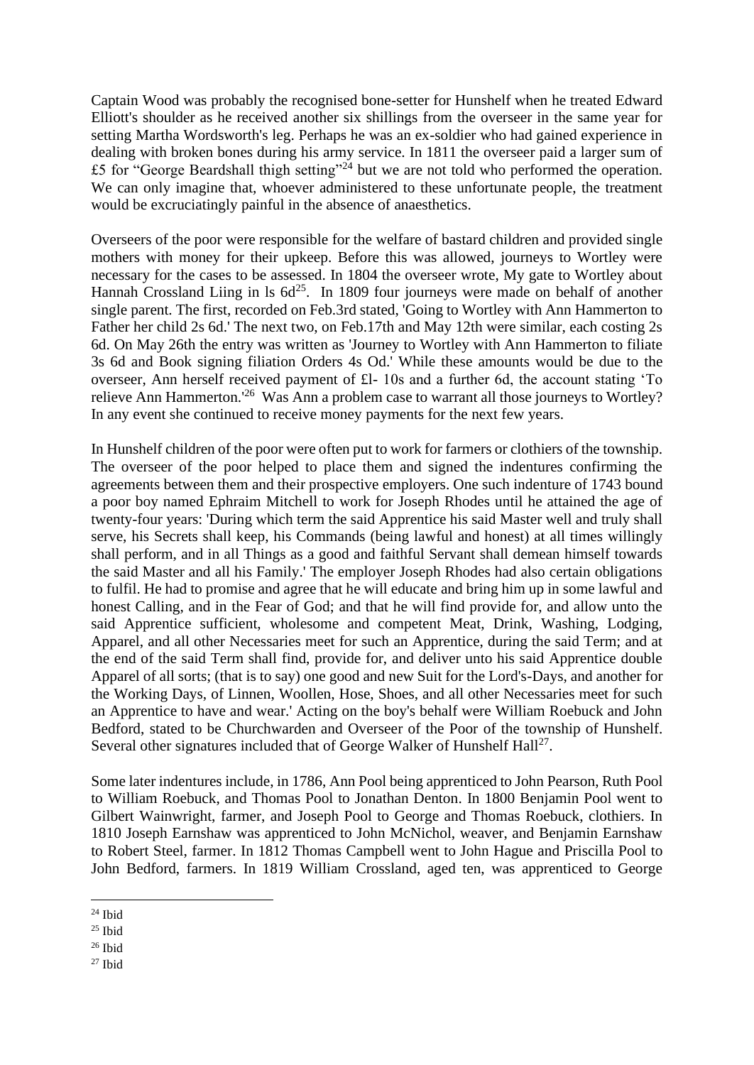Captain Wood was probably the recognised bone-setter for Hunshelf when he treated Edward Elliott's shoulder as he received another six shillings from the overseer in the same year for setting Martha Wordsworth's leg. Perhaps he was an ex-soldier who had gained experience in dealing with broken bones during his army service. In 1811 the overseer paid a larger sum of £5 for "George Beardshall thigh setting"[24] but we are not told who performed the operation. We can only imagine that, whoever administered to these unfortunate people, the treatment would be excruciatingly painful in the absence of anaesthetics.

Overseers of the poor were responsible for the welfare of bastard children and provided single mothers with money for their upkeep. Before this was allowed, journeys to Wortley were necessary for the cases to be assessed. In 1804 the overseer wrote, My gate to Wortley about Hannah Crossland Liing in ls 6d[25]. In 1809 four journeys were made on behalf of another single parent. The first, recorded on Feb.3rd stated, 'Going to Wortley with Ann Hammerton to Father her child 2s 6d.' The next two, on Feb.17th and May 12th were similar, each costing 2s 6d. On May 26th the entry was written as 'Journey to Wortley with Ann Hammerton to filiate 3s 6d and Book signing filiation Orders 4s Od.' While these amounts would be due to the overseer, Ann herself received payment of £l- 10s and a further 6d, the account stating 'To relieve Ann Hammerton.'[26] Was Ann a problem case to warrant all those journeys to Wortley? In any event she continued to receive money payments for the next few years.

In Hunshelf children of the poor were often put to work for farmers or clothiers of the township. The overseer of the poor helped to place them and signed the indentures confirming the agreements between them and their prospective employers. One such indenture of 1743 bound a poor boy named Ephraim Mitchell to work for Joseph Rhodes until he attained the age of twenty-four years: 'During which term the said Apprentice his said Master well and truly shall serve, his Secrets shall keep, his Commands (being lawful and honest) at all times willingly shall perform, and in all Things as a good and faithful Servant shall demean himself towards the said Master and all his Family.' The employer Joseph Rhodes had also certain obligations to fulfil. He had to promise and agree that he will educate and bring him up in some lawful and honest Calling, and in the Fear of God; and that he will find provide for, and allow unto the said Apprentice sufficient, wholesome and competent Meat, Drink, Washing, Lodging, Apparel, and all other Necessaries meet for such an Apprentice, during the said Term; and at the end of the said Term shall find, provide for, and deliver unto his said Apprentice double Apparel of all sorts; (that is to say) one good and new Suit for the Lord's-Days, and another for the Working Days, of Linnen, Woollen, Hose, Shoes, and all other Necessaries meet for such an Apprentice to have and wear.' Acting on the boy's behalf were William Roebuck and John Bedford, stated to be Churchwarden and Overseer of the Poor of the township of Hunshelf. Several other signatures included that of George Walker of Hunshelf Hall[27].

Some later indentures include, in 1786, Ann Pool being apprenticed to John Pearson, Ruth Pool to William Roebuck, and Thomas Pool to Jonathan Denton. In 1800 Benjamin Pool went to Gilbert Wainwright, farmer, and Joseph Pool to George and Thomas Roebuck, clothiers. In 1810 Joseph Earnshaw was apprenticed to John McNichol, weaver, and Benjamin Earnshaw to Robert Steel, farmer. In 1812 Thomas Campbell went to John Hague and Priscilla Pool to John Bedford, farmers. In 1819 William Crossland, aged ten, was apprenticed to George

[24] Ibid

[25] Ibid

[26] Ibid

[27] Ibid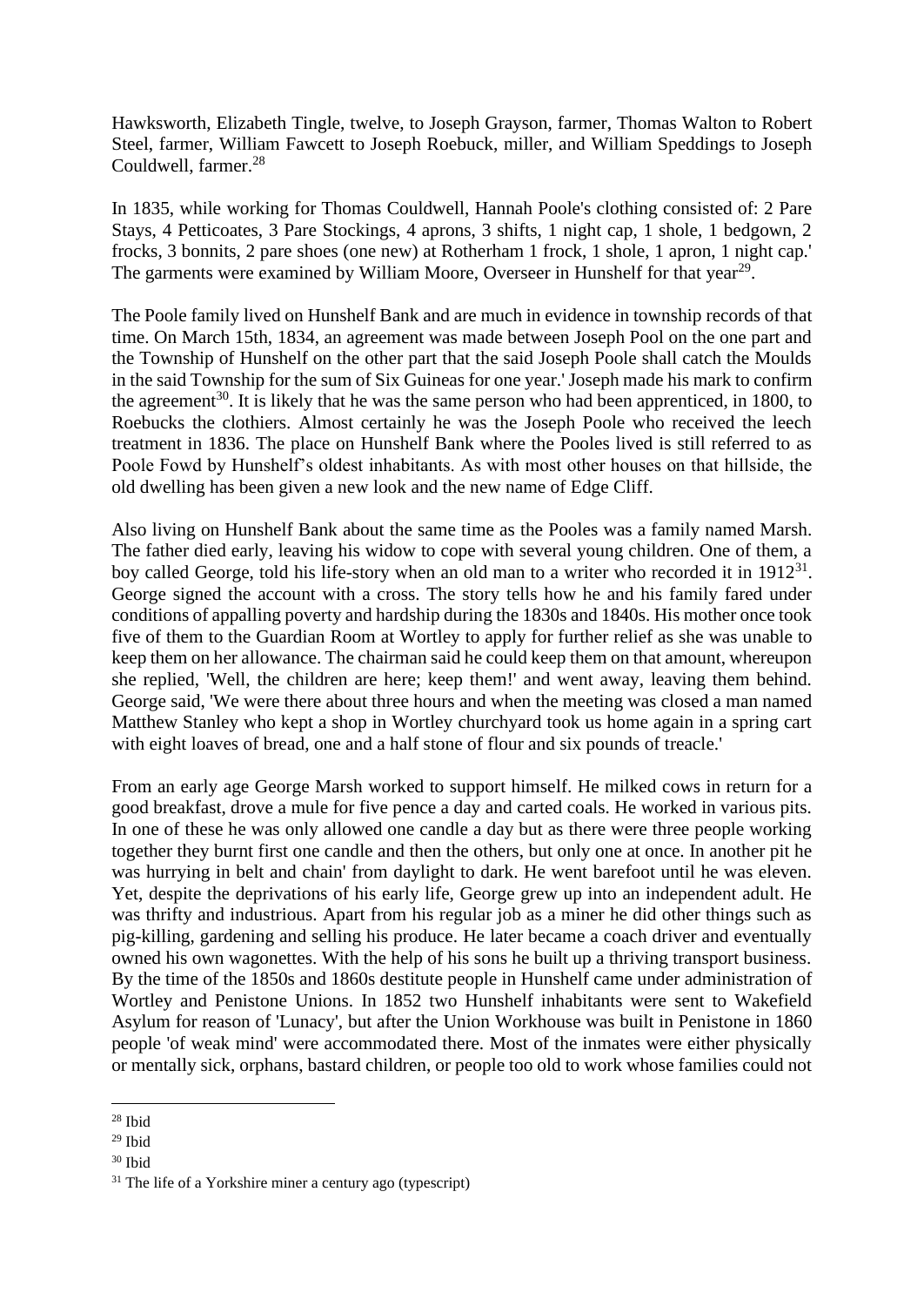Hawksworth, Elizabeth Tingle, twelve, to Joseph Grayson, farmer, Thomas Walton to Robert Steel, farmer, William Fawcett to Joseph Roebuck, miller, and William Speddings to Joseph Couldwell, farmer.[28]

In 1835, while working for Thomas Couldwell, Hannah Poole's clothing consisted of: 2 Pare Stays, 4 Petticoates, 3 Pare Stockings, 4 aprons, 3 shifts, 1 night cap, 1 shole, 1 bedgown, 2 frocks, 3 bonnits, 2 pare shoes (one new) at Rotherham 1 frock, 1 shole, 1 apron, 1 night cap.' The garments were examined by William Moore, Overseer in Hunshelf for that year[29].

The Poole family lived on Hunshelf Bank and are much in evidence in township records of that time. On March 15th, 1834, an agreement was made between Joseph Pool on the one part and the Township of Hunshelf on the other part that the said Joseph Poole shall catch the Moulds in the said Township for the sum of Six Guineas for one year.' Joseph made his mark to confirm the agreement[30]. It is likely that he was the same person who had been apprenticed, in 1800, to Roebucks the clothiers. Almost certainly he was the Joseph Poole who received the leech treatment in 1836. The place on Hunshelf Bank where the Pooles lived is still referred to as Poole Fowd by Hunshelf's oldest inhabitants. As with most other houses on that hillside, the old dwelling has been given a new look and the new name of Edge Cliff.

Also living on Hunshelf Bank about the same time as the Pooles was a family named Marsh. The father died early, leaving his widow to cope with several young children. One of them, a boy called George, told his life-story when an old man to a writer who recorded it in 1912[31]. George signed the account with a cross. The story tells how he and his family fared under conditions of appalling poverty and hardship during the 1830s and 1840s. His mother once took five of them to the Guardian Room at Wortley to apply for further relief as she was unable to keep them on her allowance. The chairman said he could keep them on that amount, whereupon she replied, 'Well, the children are here; keep them!' and went away, leaving them behind. George said, 'We were there about three hours and when the meeting was closed a man named Matthew Stanley who kept a shop in Wortley churchyard took us home again in a spring cart with eight loaves of bread, one and a half stone of flour and six pounds of treacle.'

From an early age George Marsh worked to support himself. He milked cows in return for a good breakfast, drove a mule for five pence a day and carted coals. He worked in various pits. In one of these he was only allowed one candle a day but as there were three people working together they burnt first one candle and then the others, but only one at once. In another pit he was hurrying in belt and chain' from daylight to dark. He went barefoot until he was eleven. Yet, despite the deprivations of his early life, George grew up into an independent adult. He was thrifty and industrious. Apart from his regular job as a miner he did other things such as pig-killing, gardening and selling his produce. He later became a coach driver and eventually owned his own wagonettes. With the help of his sons he built up a thriving transport business. By the time of the 1850s and 1860s destitute people in Hunshelf came under administration of Wortley and Penistone Unions. In 1852 two Hunshelf inhabitants were sent to Wakefield Asylum for reason of 'Lunacy', but after the Union Workhouse was built in Penistone in 1860 people 'of weak mind' were accommodated there. Most of the inmates were either physically or mentally sick, orphans, bastard children, or people too old to work whose families could not

[28] Ibid

[29] Ibid

[30] Ibid

[31] The life of a Yorkshire miner a century ago (typescript)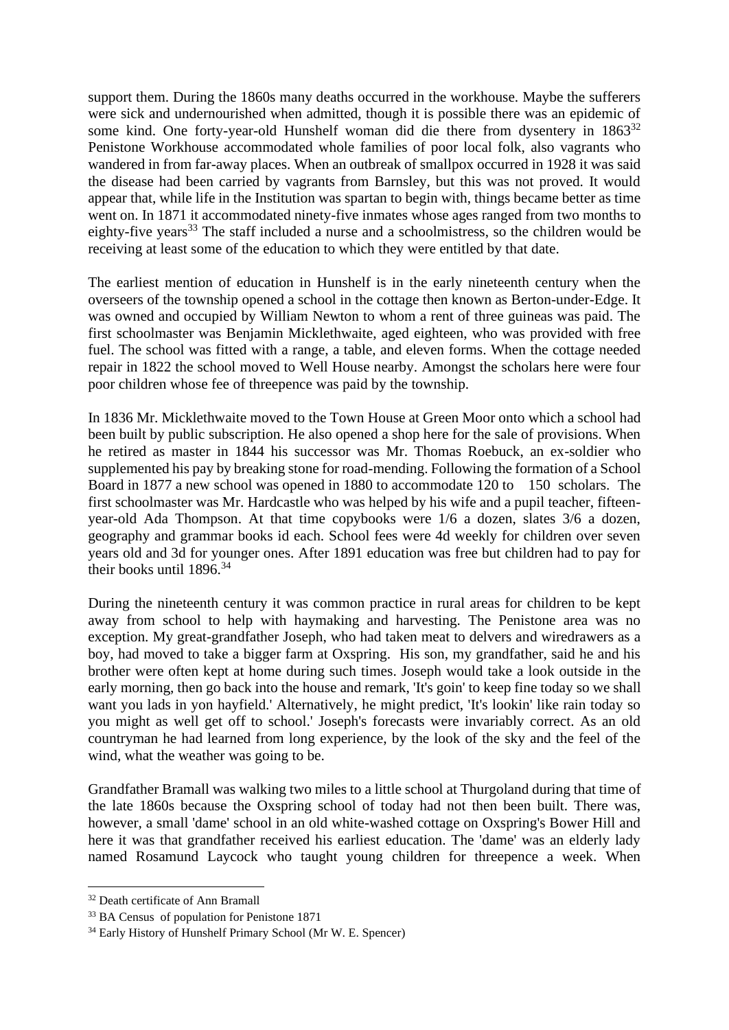support them. During the 1860s many deaths occurred in the workhouse. Maybe the sufferers were sick and undernourished when admitted, though it is possible there was an epidemic of some kind. One forty-year-old Hunshelf woman did die there from dysentery in 1863[32] Penistone Workhouse accommodated whole families of poor local folk, also vagrants who wandered in from far-away places. When an outbreak of smallpox occurred in 1928 it was said the disease had been carried by vagrants from Barnsley, but this was not proved. It would appear that, while life in the Institution was spartan to begin with, things became better as time went on. In 1871 it accommodated ninety-five inmates whose ages ranged from two months to eighty-five years[33] The staff included a nurse and a schoolmistress, so the children would be receiving at least some of the education to which they were entitled by that date.

The earliest mention of education in Hunshelf is in the early nineteenth century when the overseers of the township opened a school in the cottage then known as Berton-under-Edge. It was owned and occupied by William Newton to whom a rent of three guineas was paid. The first schoolmaster was Benjamin Micklethwaite, aged eighteen, who was provided with free fuel. The school was fitted with a range, a table, and eleven forms. When the cottage needed repair in 1822 the school moved to Well House nearby. Amongst the scholars here were four poor children whose fee of threepence was paid by the township.

In 1836 Mr. Micklethwaite moved to the Town House at Green Moor onto which a school had been built by public subscription. He also opened a shop here for the sale of provisions. When he retired as master in 1844 his successor was Mr. Thomas Roebuck, an ex-soldier who supplemented his pay by breaking stone for road-mending. Following the formation of a School Board in 1877 a new school was opened in 1880 to accommodate 120 to 150 scholars. The first schoolmaster was Mr. Hardcastle who was helped by his wife and a pupil teacher, fifteen-year-old Ada Thompson. At that time copybooks were 1/6 a dozen, slates 3/6 a dozen, geography and grammar books id each. School fees were 4d weekly for children over seven years old and 3d for younger ones. After 1891 education was free but children had to pay for their books until 1896.[34]

During the nineteenth century it was common practice in rural areas for children to be kept away from school to help with haymaking and harvesting. The Penistone area was no exception. My great-grandfather Joseph, who had taken meat to delvers and wiredrawers as a boy, had moved to take a bigger farm at Oxspring. His son, my grandfather, said he and his brother were often kept at home during such times. Joseph would take a look outside in the early morning, then go back into the house and remark, 'It's goin' to keep fine today so we shall want you lads in yon hayfield.' Alternatively, he might predict, 'It's lookin' like rain today so you might as well get off to school.' Joseph's forecasts were invariably correct. As an old countryman he had learned from long experience, by the look of the sky and the feel of the wind, what the weather was going to be.

Grandfather Bramall was walking two miles to a little school at Thurgoland during that time of the late 1860s because the Oxspring school of today had not then been built. There was, however, a small 'dame' school in an old white-washed cottage on Oxspring's Bower Hill and here it was that grandfather received his earliest education. The 'dame' was an elderly lady named Rosamund Laycock who taught young children for threepence a week. When

---

[32] Death certificate of Ann Bramall

[33] BA Census of population for Penistone 1871

[34] Early History of Hunshelf Primary School (Mr W. E. Spencer)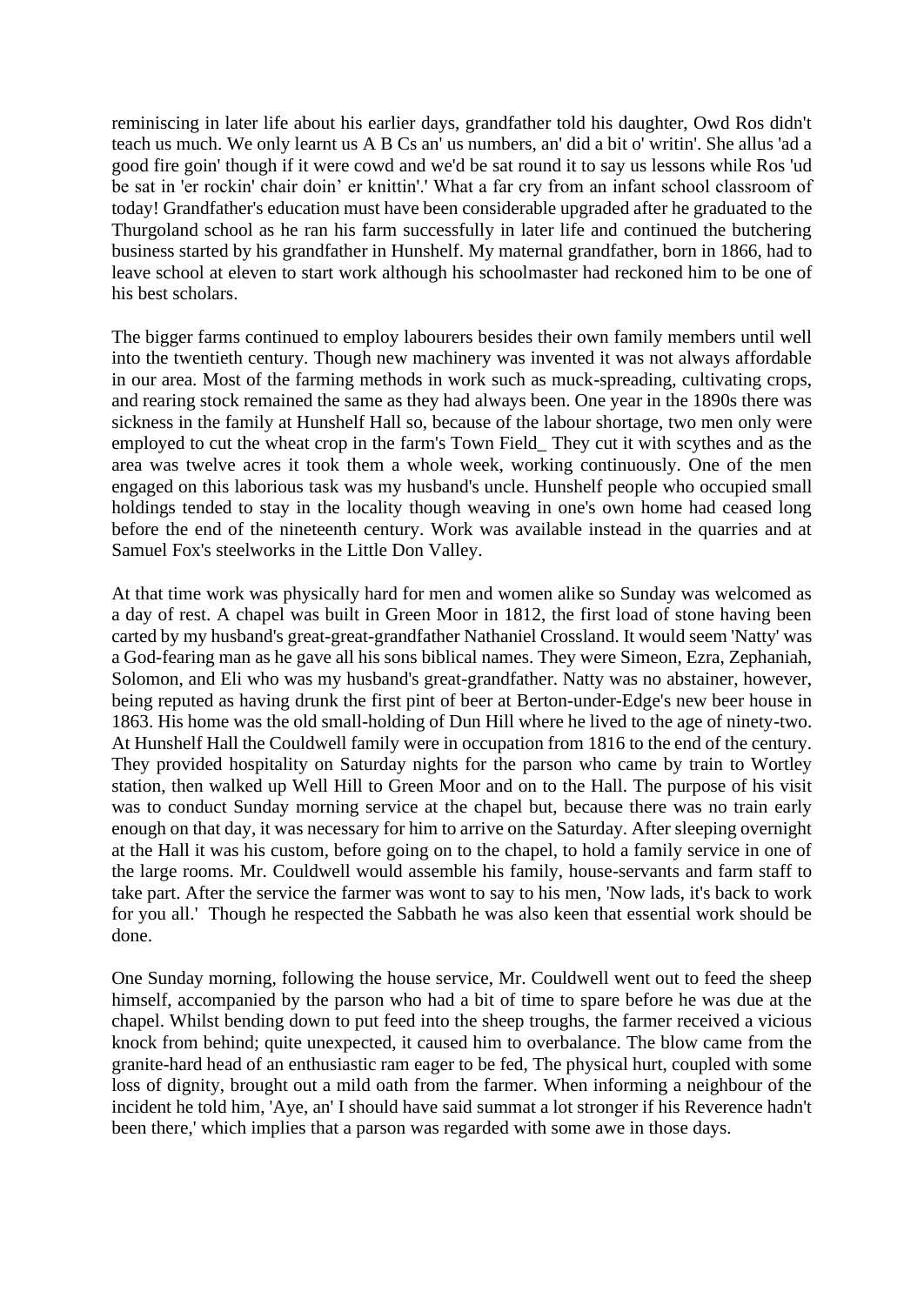reminiscing in later life about his earlier days, grandfather told his daughter, Owd Ros didn't teach us much. We only learnt us A B Cs an' us numbers, an' did a bit o' writin'. She allus 'ad a good fire goin' though if it were cowd and we'd be sat round it to say us lessons while Ros 'ud be sat in 'er rockin' chair doin' er knittin'.' What a far cry from an infant school classroom of today! Grandfather's education must have been considerable upgraded after he graduated to the Thurgoland school as he ran his farm successfully in later life and continued the butchering business started by his grandfather in Hunshelf. My maternal grandfather, born in 1866, had to leave school at eleven to start work although his schoolmaster had reckoned him to be one of his best scholars.

The bigger farms continued to employ labourers besides their own family members until well into the twentieth century. Though new machinery was invented it was not always affordable in our area. Most of the farming methods in work such as muck-spreading, cultivating crops, and rearing stock remained the same as they had always been. One year in the 1890s there was sickness in the family at Hunshelf Hall so, because of the labour shortage, two men only were employed to cut the wheat crop in the farm's Town Field_ They cut it with scythes and as the area was twelve acres it took them a whole week, working continuously. One of the men engaged on this laborious task was my husband's uncle. Hunshelf people who occupied small holdings tended to stay in the locality though weaving in one's own home had ceased long before the end of the nineteenth century. Work was available instead in the quarries and at Samuel Fox's steelworks in the Little Don Valley.

At that time work was physically hard for men and women alike so Sunday was welcomed as a day of rest. A chapel was built in Green Moor in 1812, the first load of stone having been carted by my husband's great-great-grandfather Nathaniel Crossland. It would seem 'Natty' was a God-fearing man as he gave all his sons biblical names. They were Simeon, Ezra, Zephaniah, Solomon, and Eli who was my husband's great-grandfather. Natty was no abstainer, however, being reputed as having drunk the first pint of beer at Berton-under-Edge's new beer house in 1863. His home was the old small-holding of Dun Hill where he lived to the age of ninety-two. At Hunshelf Hall the Couldwell family were in occupation from 1816 to the end of the century. They provided hospitality on Saturday nights for the parson who came by train to Wortley station, then walked up Well Hill to Green Moor and on to the Hall. The purpose of his visit was to conduct Sunday morning service at the chapel but, because there was no train early enough on that day, it was necessary for him to arrive on the Saturday. After sleeping overnight at the Hall it was his custom, before going on to the chapel, to hold a family service in one of the large rooms. Mr. Couldwell would assemble his family, house-servants and farm staff to take part. After the service the farmer was wont to say to his men, 'Now lads, it's back to work for you all.' Though he respected the Sabbath he was also keen that essential work should be done.

One Sunday morning, following the house service, Mr. Couldwell went out to feed the sheep himself, accompanied by the parson who had a bit of time to spare before he was due at the chapel. Whilst bending down to put feed into the sheep troughs, the farmer received a vicious knock from behind; quite unexpected, it caused him to overbalance. The blow came from the granite-hard head of an enthusiastic ram eager to be fed, The physical hurt, coupled with some loss of dignity, brought out a mild oath from the farmer. When informing a neighbour of the incident he told him, 'Aye, an' I should have said summat a lot stronger if his Reverence hadn't been there,' which implies that a parson was regarded with some awe in those days.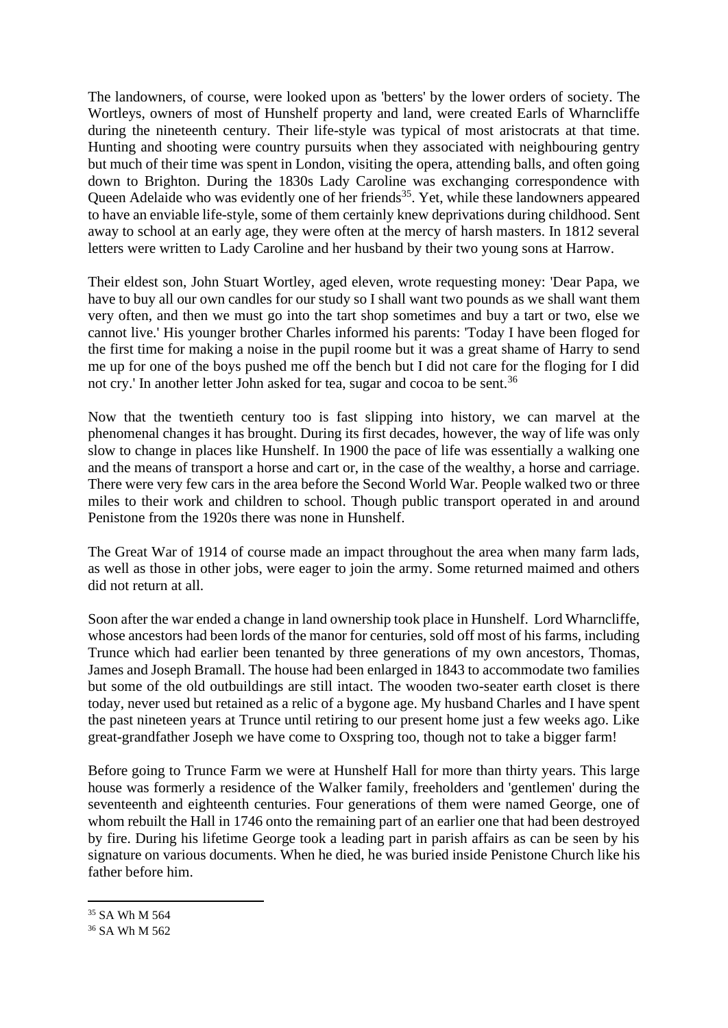The landowners, of course, were looked upon as 'betters' by the lower orders of society. The Wortleys, owners of most of Hunshelf property and land, were created Earls of Wharncliffe during the nineteenth century. Their life-style was typical of most aristocrats at that time. Hunting and shooting were country pursuits when they associated with neighbouring gentry but much of their time was spent in London, visiting the opera, attending balls, and often going down to Brighton. During the 1830s Lady Caroline was exchanging correspondence with Queen Adelaide who was evidently one of her friends[35]. Yet, while these landowners appeared to have an enviable life-style, some of them certainly knew deprivations during childhood. Sent away to school at an early age, they were often at the mercy of harsh masters. In 1812 several letters were written to Lady Caroline and her husband by their two young sons at Harrow.

Their eldest son, John Stuart Wortley, aged eleven, wrote requesting money: 'Dear Papa, we have to buy all our own candles for our study so I shall want two pounds as we shall want them very often, and then we must go into the tart shop sometimes and buy a tart or two, else we cannot live.' His younger brother Charles informed his parents: 'Today I have been floged for the first time for making a noise in the pupil roome but it was a great shame of Harry to send me up for one of the boys pushed me off the bench but I did not care for the floging for I did not cry.' In another letter John asked for tea, sugar and cocoa to be sent.[36]

Now that the twentieth century too is fast slipping into history, we can marvel at the phenomenal changes it has brought. During its first decades, however, the way of life was only slow to change in places like Hunshelf. In 1900 the pace of life was essentially a walking one and the means of transport a horse and cart or, in the case of the wealthy, a horse and carriage. There were very few cars in the area before the Second World War. People walked two or three miles to their work and children to school. Though public transport operated in and around Penistone from the 1920s there was none in Hunshelf.

The Great War of 1914 of course made an impact throughout the area when many farm lads, as well as those in other jobs, were eager to join the army. Some returned maimed and others did not return at all.

Soon after the war ended a change in land ownership took place in Hunshelf. Lord Wharncliffe, whose ancestors had been lords of the manor for centuries, sold off most of his farms, including Trunce which had earlier been tenanted by three generations of my own ancestors, Thomas, James and Joseph Bramall. The house had been enlarged in 1843 to accommodate two families but some of the old outbuildings are still intact. The wooden two-seater earth closet is there today, never used but retained as a relic of a bygone age. My husband Charles and I have spent the past nineteen years at Trunce until retiring to our present home just a few weeks ago. Like great-grandfather Joseph we have come to Oxspring too, though not to take a bigger farm!

Before going to Trunce Farm we were at Hunshelf Hall for more than thirty years. This large house was formerly a residence of the Walker family, freeholders and 'gentlemen' during the seventeenth and eighteenth centuries. Four generations of them were named George, one of whom rebuilt the Hall in 1746 onto the remaining part of an earlier one that had been destroyed by fire. During his lifetime George took a leading part in parish affairs as can be seen by his signature on various documents. When he died, he was buried inside Penistone Church like his father before him.

---

[35] SA Wh M 564

[36] SA Wh M 562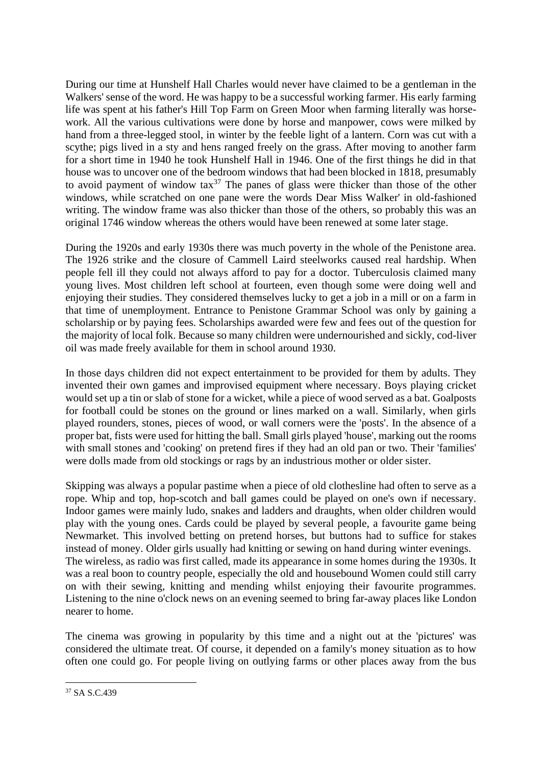During our time at Hunshelf Hall Charles would never have claimed to be a gentleman in the Walkers' sense of the word. He was happy to be a successful working farmer. His early farming life was spent at his father's Hill Top Farm on Green Moor when farming literally was horse-work. All the various cultivations were done by horse and manpower, cows were milked by hand from a three-legged stool, in winter by the feeble light of a lantern. Corn was cut with a scythe; pigs lived in a sty and hens ranged freely on the grass. After moving to another farm for a short time in 1940 he took Hunshelf Hall in 1946. One of the first things he did in that house was to uncover one of the bedroom windows that had been blocked in 1818, presumably to avoid payment of window tax[37] The panes of glass were thicker than those of the other windows, while scratched on one pane were the words Dear Miss Walker' in old-fashioned writing. The window frame was also thicker than those of the others, so probably this was an original 1746 window whereas the others would have been renewed at some later stage.

During the 1920s and early 1930s there was much poverty in the whole of the Penistone area. The 1926 strike and the closure of Cammell Laird steelworks caused real hardship. When people fell ill they could not always afford to pay for a doctor. Tuberculosis claimed many young lives. Most children left school at fourteen, even though some were doing well and enjoying their studies. They considered themselves lucky to get a job in a mill or on a farm in that time of unemployment. Entrance to Penistone Grammar School was only by gaining a scholarship or by paying fees. Scholarships awarded were few and fees out of the question for the majority of local folk. Because so many children were undernourished and sickly, cod-liver oil was made freely available for them in school around 1930.

In those days children did not expect entertainment to be provided for them by adults. They invented their own games and improvised equipment where necessary. Boys playing cricket would set up a tin or slab of stone for a wicket, while a piece of wood served as a bat. Goalposts for football could be stones on the ground or lines marked on a wall. Similarly, when girls played rounders, stones, pieces of wood, or wall corners were the 'posts'. In the absence of a proper bat, fists were used for hitting the ball. Small girls played 'house', marking out the rooms with small stones and 'cooking' on pretend fires if they had an old pan or two. Their 'families' were dolls made from old stockings or rags by an industrious mother or older sister.

Skipping was always a popular pastime when a piece of old clothesline had often to serve as a rope. Whip and top, hop-scotch and ball games could be played on one's own if necessary. Indoor games were mainly ludo, snakes and ladders and draughts, when older children would play with the young ones. Cards could be played by several people, a favourite game being Newmarket. This involved betting on pretend horses, but buttons had to suffice for stakes instead of money. Older girls usually had knitting or sewing on hand during winter evenings.
The wireless, as radio was first called, made its appearance in some homes during the 1930s. It was a real boon to country people, especially the old and housebound Women could still carry on with their sewing, knitting and mending whilst enjoying their favourite programmes. Listening to the nine o'clock news on an evening seemed to bring far-away places like London nearer to home.

The cinema was growing in popularity by this time and a night out at the 'pictures' was considered the ultimate treat. Of course, it depended on a family's money situation as to how often one could go. For people living on outlying farms or other places away from the bus

---

[37] SA S.C.439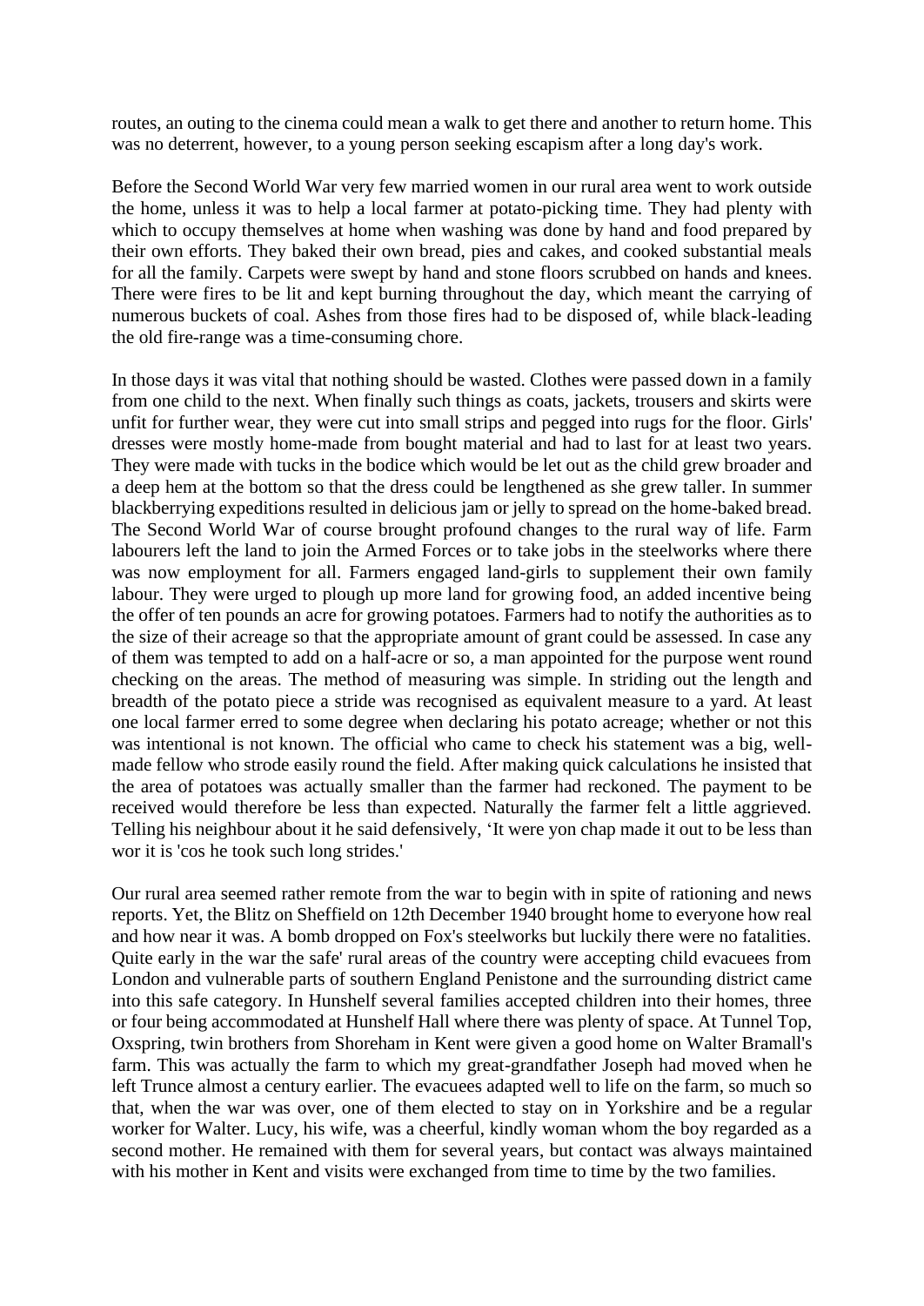routes, an outing to the cinema could mean a walk to get there and another to return home. This was no deterrent, however, to a young person seeking escapism after a long day's work.

Before the Second World War very few married women in our rural area went to work outside the home, unless it was to help a local farmer at potato-picking time. They had plenty with which to occupy themselves at home when washing was done by hand and food prepared by their own efforts. They baked their own bread, pies and cakes, and cooked substantial meals for all the family. Carpets were swept by hand and stone floors scrubbed on hands and knees. There were fires to be lit and kept burning throughout the day, which meant the carrying of numerous buckets of coal. Ashes from those fires had to be disposed of, while black-leading the old fire-range was a time-consuming chore.

In those days it was vital that nothing should be wasted. Clothes were passed down in a family from one child to the next. When finally such things as coats, jackets, trousers and skirts were unfit for further wear, they were cut into small strips and pegged into rugs for the floor. Girls' dresses were mostly home-made from bought material and had to last for at least two years. They were made with tucks in the bodice which would be let out as the child grew broader and a deep hem at the bottom so that the dress could be lengthened as she grew taller. In summer blackberrying expeditions resulted in delicious jam or jelly to spread on the home-baked bread. The Second World War of course brought profound changes to the rural way of life. Farm labourers left the land to join the Armed Forces or to take jobs in the steelworks where there was now employment for all. Farmers engaged land-girls to supplement their own family labour. They were urged to plough up more land for growing food, an added incentive being the offer of ten pounds an acre for growing potatoes. Farmers had to notify the authorities as to the size of their acreage so that the appropriate amount of grant could be assessed. In case any of them was tempted to add on a half-acre or so, a man appointed for the purpose went round checking on the areas. The method of measuring was simple. In striding out the length and breadth of the potato piece a stride was recognised as equivalent measure to a yard. At least one local farmer erred to some degree when declaring his potato acreage; whether or not this was intentional is not known. The official who came to check his statement was a big, well-made fellow who strode easily round the field. After making quick calculations he insisted that the area of potatoes was actually smaller than the farmer had reckoned. The payment to be received would therefore be less than expected. Naturally the farmer felt a little aggrieved. Telling his neighbour about it he said defensively, 'It were yon chap made it out to be less than wor it is 'cos he took such long strides.'

Our rural area seemed rather remote from the war to begin with in spite of rationing and news reports. Yet, the Blitz on Sheffield on 12th December 1940 brought home to everyone how real and how near it was. A bomb dropped on Fox's steelworks but luckily there were no fatalities. Quite early in the war the safe' rural areas of the country were accepting child evacuees from London and vulnerable parts of southern England Penistone and the surrounding district came into this safe category. In Hunshelf several families accepted children into their homes, three or four being accommodated at Hunshelf Hall where there was plenty of space. At Tunnel Top, Oxspring, twin brothers from Shoreham in Kent were given a good home on Walter Bramall's farm. This was actually the farm to which my great-grandfather Joseph had moved when he left Trunce almost a century earlier. The evacuees adapted well to life on the farm, so much so that, when the war was over, one of them elected to stay on in Yorkshire and be a regular worker for Walter. Lucy, his wife, was a cheerful, kindly woman whom the boy regarded as a second mother. He remained with them for several years, but contact was always maintained with his mother in Kent and visits were exchanged from time to time by the two families.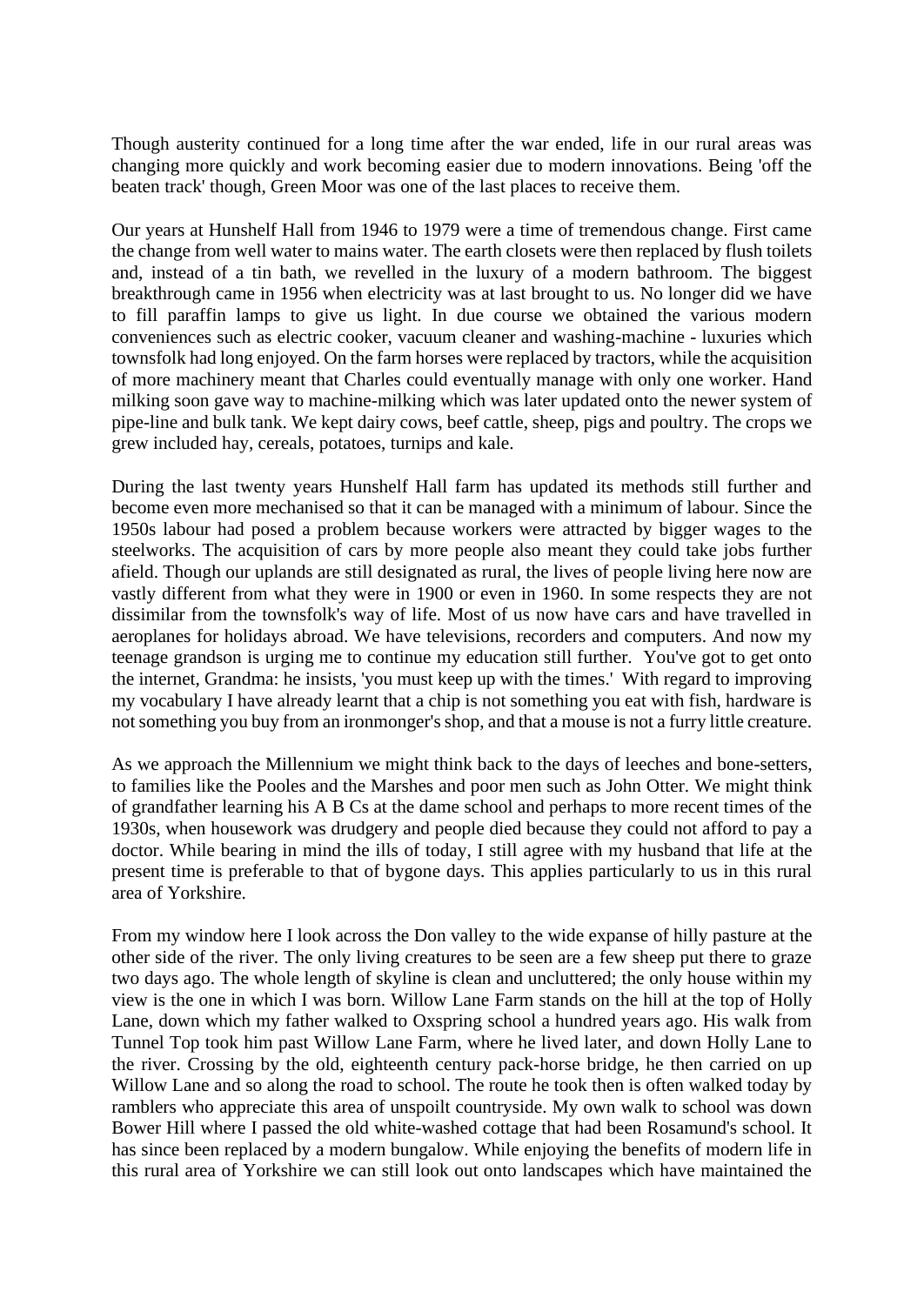Though austerity continued for a long time after the war ended, life in our rural areas was changing more quickly and work becoming easier due to modern innovations. Being 'off the beaten track' though, Green Moor was one of the last places to receive them.

Our years at Hunshelf Hall from 1946 to 1979 were a time of tremendous change. First came the change from well water to mains water. The earth closets were then replaced by flush toilets and, instead of a tin bath, we revelled in the luxury of a modern bathroom. The biggest breakthrough came in 1956 when electricity was at last brought to us. No longer did we have to fill paraffin lamps to give us light. In due course we obtained the various modern conveniences such as electric cooker, vacuum cleaner and washing-machine - luxuries which townsfolk had long enjoyed. On the farm horses were replaced by tractors, while the acquisition of more machinery meant that Charles could eventually manage with only one worker. Hand milking soon gave way to machine-milking which was later updated onto the newer system of pipe-line and bulk tank. We kept dairy cows, beef cattle, sheep, pigs and poultry. The crops we grew included hay, cereals, potatoes, turnips and kale.

During the last twenty years Hunshelf Hall farm has updated its methods still further and become even more mechanised so that it can be managed with a minimum of labour. Since the 1950s labour had posed a problem because workers were attracted by bigger wages to the steelworks. The acquisition of cars by more people also meant they could take jobs further afield. Though our uplands are still designated as rural, the lives of people living here now are vastly different from what they were in 1900 or even in 1960. In some respects they are not dissimilar from the townsfolk's way of life. Most of us now have cars and have travelled in aeroplanes for holidays abroad. We have televisions, recorders and computers. And now my teenage grandson is urging me to continue my education still further. You've got to get onto the internet, Grandma: he insists, 'you must keep up with the times.' With regard to improving my vocabulary I have already learnt that a chip is not something you eat with fish, hardware is not something you buy from an ironmonger's shop, and that a mouse is not a furry little creature.

As we approach the Millennium we might think back to the days of leeches and bone-setters, to families like the Pooles and the Marshes and poor men such as John Otter. We might think of grandfather learning his A B Cs at the dame school and perhaps to more recent times of the 1930s, when housework was drudgery and people died because they could not afford to pay a doctor. While bearing in mind the ills of today, I still agree with my husband that life at the present time is preferable to that of bygone days. This applies particularly to us in this rural area of Yorkshire.

From my window here I look across the Don valley to the wide expanse of hilly pasture at the other side of the river. The only living creatures to be seen are a few sheep put there to graze two days ago. The whole length of skyline is clean and uncluttered; the only house within my view is the one in which I was born. Willow Lane Farm stands on the hill at the top of Holly Lane, down which my father walked to Oxspring school a hundred years ago. His walk from Tunnel Top took him past Willow Lane Farm, where he lived later, and down Holly Lane to the river. Crossing by the old, eighteenth century pack-horse bridge, he then carried on up Willow Lane and so along the road to school. The route he took then is often walked today by ramblers who appreciate this area of unspoilt countryside. My own walk to school was down Bower Hill where I passed the old white-washed cottage that had been Rosamund's school. It has since been replaced by a modern bungalow. While enjoying the benefits of modern life in this rural area of Yorkshire we can still look out onto landscapes which have maintained the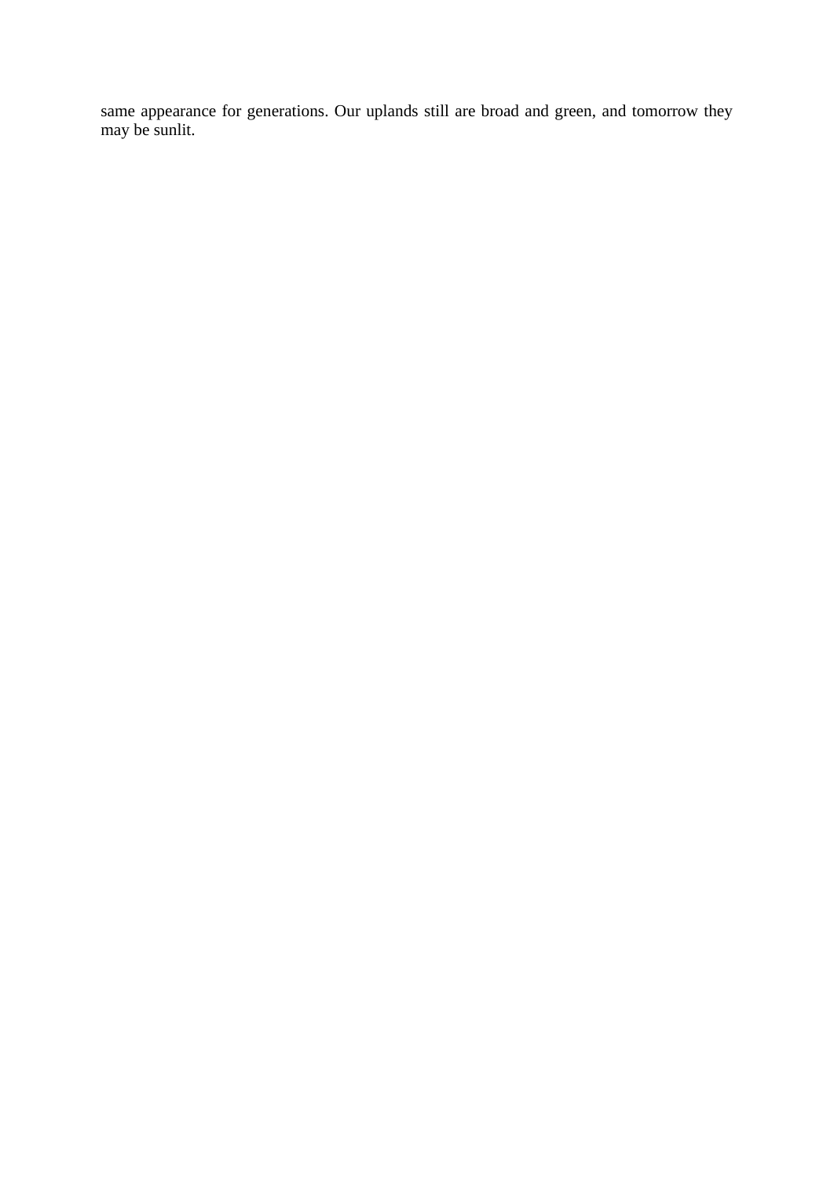same appearance for generations. Our uplands still are broad and green, and tomorrow they may be sunlit.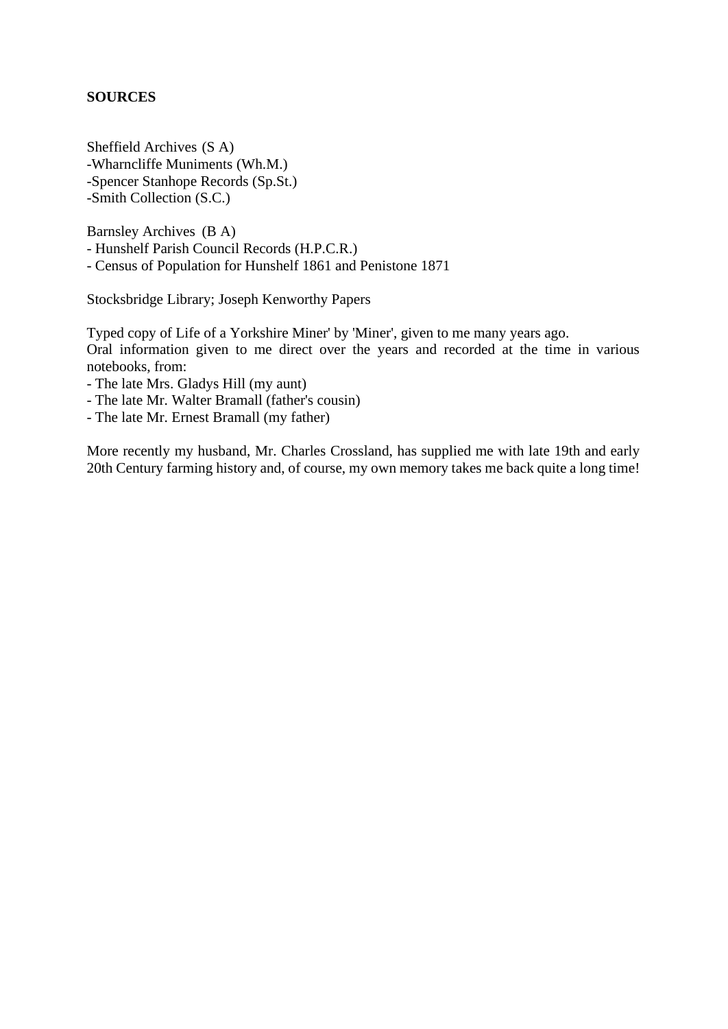**SOURCES**

Sheffield Archives (S A)
-Wharncliffe Muniments (Wh.M.)
-Spencer Stanhope Records (Sp.St.)
-Smith Collection (S.C.)

Barnsley Archives (B A)
- Hunshelf Parish Council Records (H.P.C.R.)
- Census of Population for Hunshelf 1861 and Penistone 1871

Stocksbridge Library; Joseph Kenworthy Papers

Typed copy of Life of a Yorkshire Miner' by 'Miner', given to me many years ago.
Oral information given to me direct over the years and recorded at the time in various notebooks, from:
- The late Mrs. Gladys Hill (my aunt)
- The late Mr. Walter Bramall (father's cousin)
- The late Mr. Ernest Bramall (my father)

More recently my husband, Mr. Charles Crossland, has supplied me with late 19th and early 20th Century farming history and, of course, my own memory takes me back quite a long time!